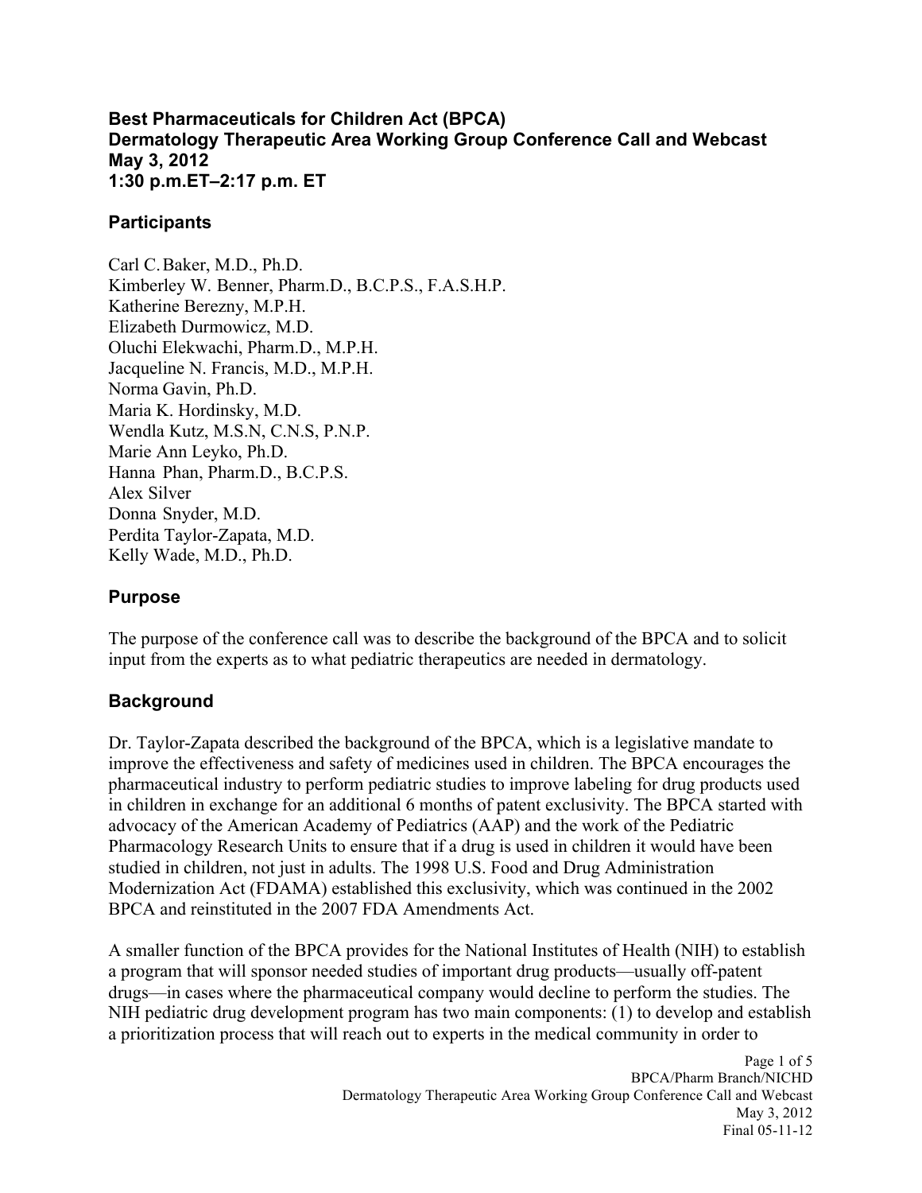**Best Pharmaceuticals for Children Act (BPCA)**
**Dermatology Therapeutic Area Working Group Conference Call and Webcast**
**May 3, 2012**
**1:30 p.m.ET–2:17 p.m. ET**

## Participants

Carl C. Baker, M.D., Ph.D.
Kimberley W. Benner, Pharm.D., B.C.P.S., F.A.S.H.P.
Katherine Berezny, M.P.H.
Elizabeth Durmowicz, M.D.
Oluchi Elekwachi, Pharm.D., M.P.H.
Jacqueline N. Francis, M.D., M.P.H.
Norma Gavin, Ph.D.
Maria K. Hordinsky, M.D.
Wendla Kutz, M.S.N, C.N.S, P.N.P.
Marie Ann Leyko, Ph.D.
Hanna Phan, Pharm.D., B.C.P.S.
Alex Silver
Donna Snyder, M.D.
Perdita Taylor-Zapata, M.D.
Kelly Wade, M.D., Ph.D.

## Purpose

The purpose of the conference call was to describe the background of the BPCA and to solicit input from the experts as to what pediatric therapeutics are needed in dermatology.

## Background

Dr. Taylor-Zapata described the background of the BPCA, which is a legislative mandate to improve the effectiveness and safety of medicines used in children. The BPCA encourages the pharmaceutical industry to perform pediatric studies to improve labeling for drug products used in children in exchange for an additional 6 months of patent exclusivity. The BPCA started with advocacy of the American Academy of Pediatrics (AAP) and the work of the Pediatric Pharmacology Research Units to ensure that if a drug is used in children it would have been studied in children, not just in adults. The 1998 U.S. Food and Drug Administration Modernization Act (FDAMA) established this exclusivity, which was continued in the 2002 BPCA and reinstituted in the 2007 FDA Amendments Act.

A smaller function of the BPCA provides for the National Institutes of Health (NIH) to establish a program that will sponsor needed studies of important drug products—usually off-patent drugs—in cases where the pharmaceutical company would decline to perform the studies. The NIH pediatric drug development program has two main components: (1) to develop and establish a prioritization process that will reach out to experts in the medical community in order to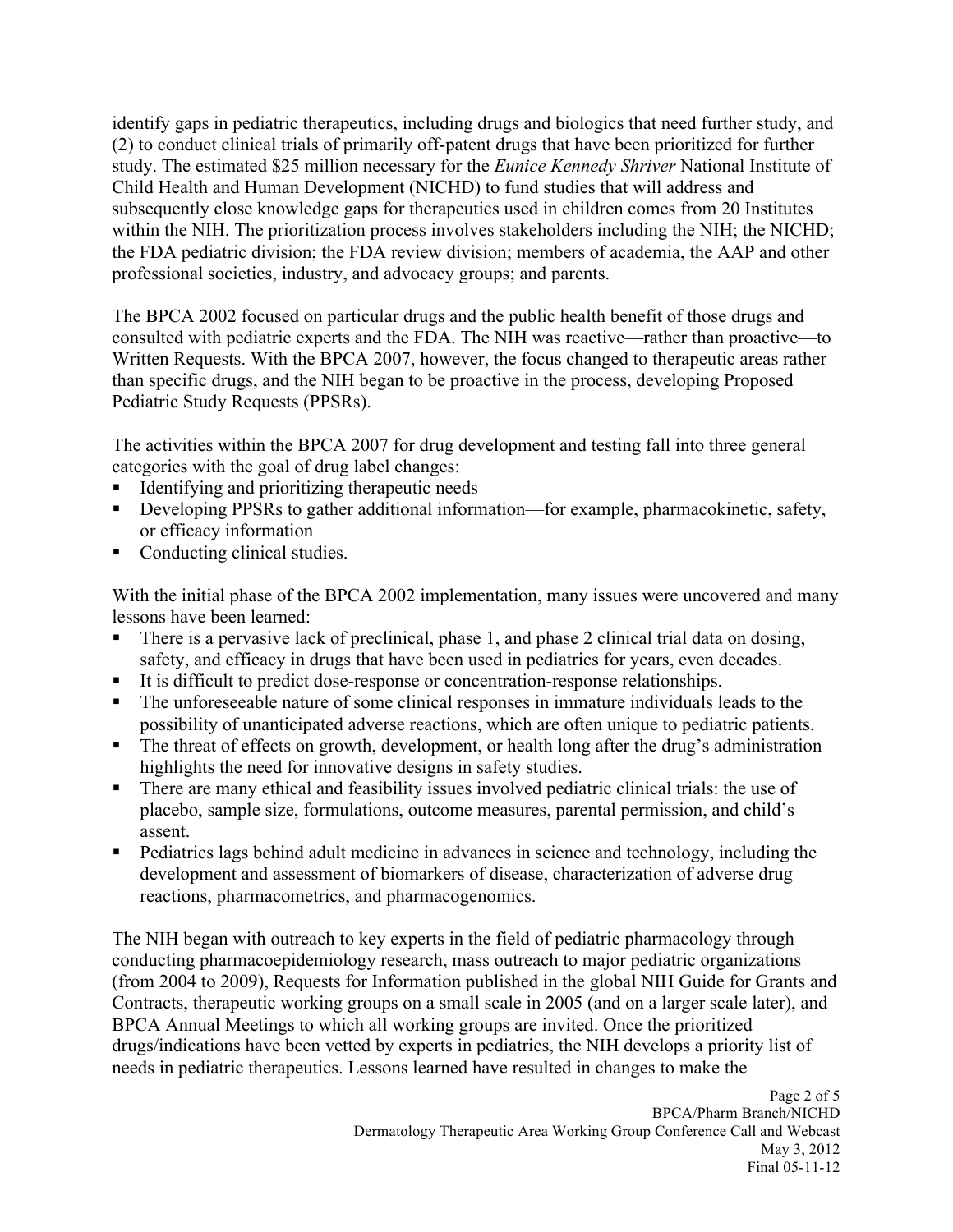identify gaps in pediatric therapeutics, including drugs and biologics that need further study, and (2) to conduct clinical trials of primarily off-patent drugs that have been prioritized for further study. The estimated $25 million necessary for the *Eunice Kennedy Shriver* National Institute of Child Health and Human Development (NICHD) to fund studies that will address and subsequently close knowledge gaps for therapeutics used in children comes from 20 Institutes within the NIH. The prioritization process involves stakeholders including the NIH; the NICHD; the FDA pediatric division; the FDA review division; members of academia, the AAP and other professional societies, industry, and advocacy groups; and parents.

The BPCA 2002 focused on particular drugs and the public health benefit of those drugs and consulted with pediatric experts and the FDA. The NIH was reactive—rather than proactive—to Written Requests. With the BPCA 2007, however, the focus changed to therapeutic areas rather than specific drugs, and the NIH began to be proactive in the process, developing Proposed Pediatric Study Requests (PPSRs).

The activities within the BPCA 2007 for drug development and testing fall into three general categories with the goal of drug label changes:

- Identifying and prioritizing therapeutic needs
- Developing PPSRs to gather additional information—for example, pharmacokinetic, safety, or efficacy information
- Conducting clinical studies.

With the initial phase of the BPCA 2002 implementation, many issues were uncovered and many lessons have been learned:

- There is a pervasive lack of preclinical, phase 1, and phase 2 clinical trial data on dosing, safety, and efficacy in drugs that have been used in pediatrics for years, even decades.
- It is difficult to predict dose-response or concentration-response relationships.
- The unforeseeable nature of some clinical responses in immature individuals leads to the possibility of unanticipated adverse reactions, which are often unique to pediatric patients.
- The threat of effects on growth, development, or health long after the drug's administration highlights the need for innovative designs in safety studies.
- There are many ethical and feasibility issues involved pediatric clinical trials: the use of placebo, sample size, formulations, outcome measures, parental permission, and child's assent.
- Pediatrics lags behind adult medicine in advances in science and technology, including the development and assessment of biomarkers of disease, characterization of adverse drug reactions, pharmacometrics, and pharmacogenomics.

The NIH began with outreach to key experts in the field of pediatric pharmacology through conducting pharmacoepidemiology research, mass outreach to major pediatric organizations (from 2004 to 2009), Requests for Information published in the global NIH Guide for Grants and Contracts, therapeutic working groups on a small scale in 2005 (and on a larger scale later), and BPCA Annual Meetings to which all working groups are invited. Once the prioritized drugs/indications have been vetted by experts in pediatrics, the NIH develops a priority list of needs in pediatric therapeutics. Lessons learned have resulted in changes to make the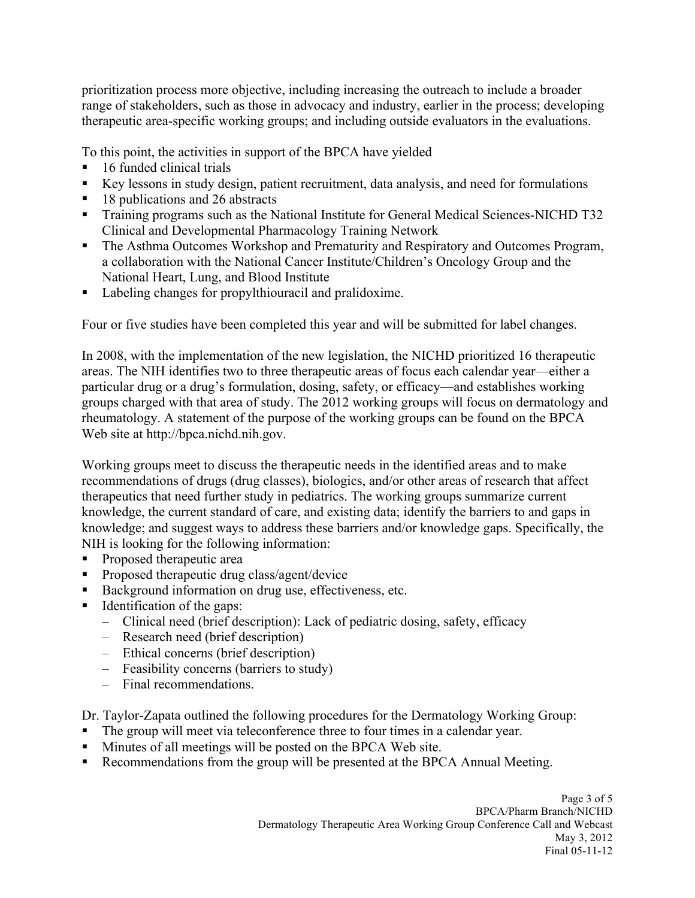prioritization process more objective, including increasing the outreach to include a broader range of stakeholders, such as those in advocacy and industry, earlier in the process; developing therapeutic area-specific working groups; and including outside evaluators in the evaluations.

To this point, the activities in support of the BPCA have yielded

- 16 funded clinical trials
- Key lessons in study design, patient recruitment, data analysis, and need for formulations
- 18 publications and 26 abstracts
- Training programs such as the National Institute for General Medical Sciences-NICHD T32 Clinical and Developmental Pharmacology Training Network
- The Asthma Outcomes Workshop and Prematurity and Respiratory and Outcomes Program, a collaboration with the National Cancer Institute/Children's Oncology Group and the National Heart, Lung, and Blood Institute
- Labeling changes for propylthiouracil and pralidoxime.

Four or five studies have been completed this year and will be submitted for label changes.

In 2008, with the implementation of the new legislation, the NICHD prioritized 16 therapeutic areas. The NIH identifies two to three therapeutic areas of focus each calendar year—either a particular drug or a drug's formulation, dosing, safety, or efficacy—and establishes working groups charged with that area of study. The 2012 working groups will focus on dermatology and rheumatology. A statement of the purpose of the working groups can be found on the BPCA Web site at http://bpca.nichd.nih.gov.

Working groups meet to discuss the therapeutic needs in the identified areas and to make recommendations of drugs (drug classes), biologics, and/or other areas of research that affect therapeutics that need further study in pediatrics. The working groups summarize current knowledge, the current standard of care, and existing data; identify the barriers to and gaps in knowledge; and suggest ways to address these barriers and/or knowledge gaps. Specifically, the NIH is looking for the following information:

- Proposed therapeutic area
- Proposed therapeutic drug class/agent/device
- Background information on drug use, effectiveness, etc.
- Identification of the gaps:
  - Clinical need (brief description): Lack of pediatric dosing, safety, efficacy
  - Research need (brief description)
  - Ethical concerns (brief description)
  - Feasibility concerns (barriers to study)
  - Final recommendations.

Dr. Taylor-Zapata outlined the following procedures for the Dermatology Working Group:

- The group will meet via teleconference three to four times in a calendar year.
- Minutes of all meetings will be posted on the BPCA Web site.
- Recommendations from the group will be presented at the BPCA Annual Meeting.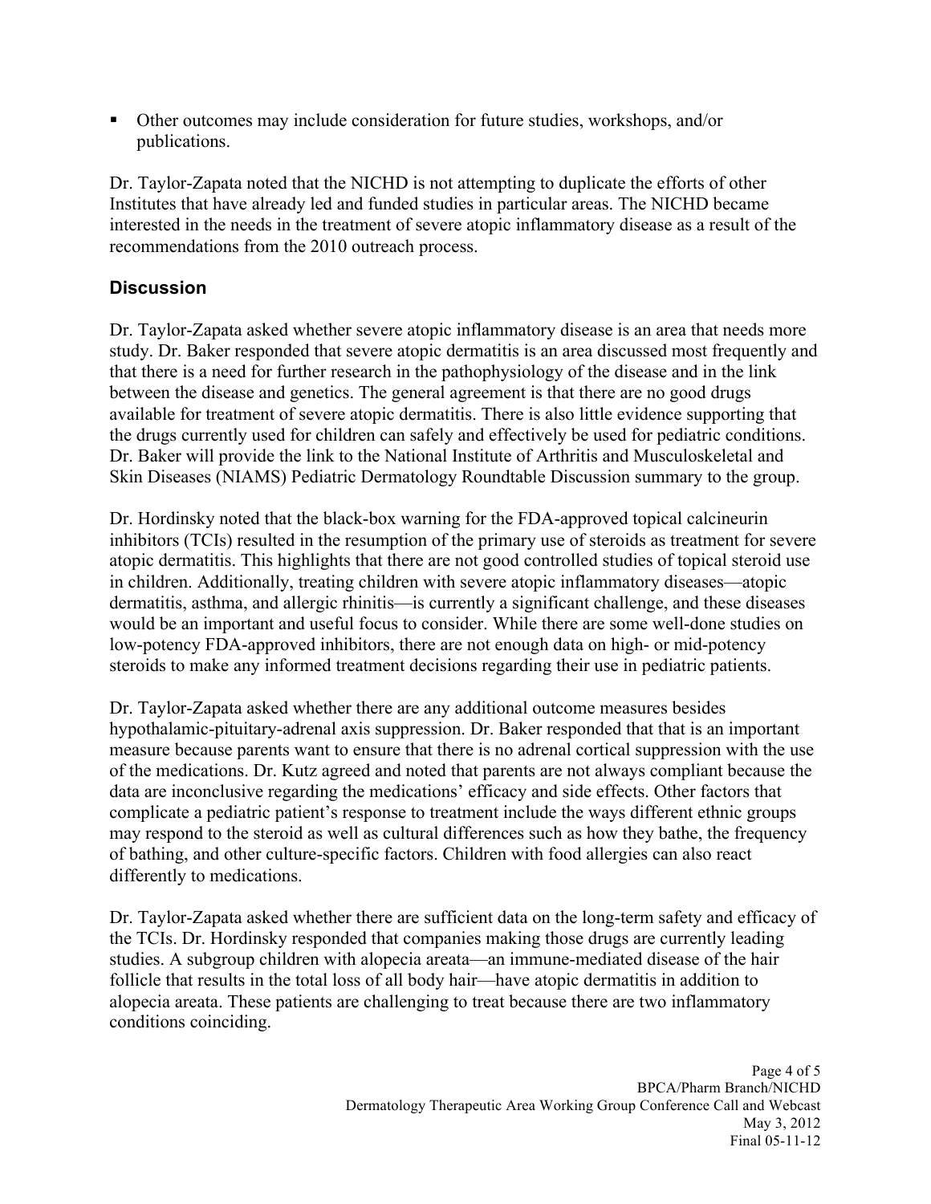- Other outcomes may include consideration for future studies, workshops, and/or publications.

Dr. Taylor-Zapata noted that the NICHD is not attempting to duplicate the efforts of other Institutes that have already led and funded studies in particular areas. The NICHD became interested in the needs in the treatment of severe atopic inflammatory disease as a result of the recommendations from the 2010 outreach process.

## Discussion

Dr. Taylor-Zapata asked whether severe atopic inflammatory disease is an area that needs more study. Dr. Baker responded that severe atopic dermatitis is an area discussed most frequently and that there is a need for further research in the pathophysiology of the disease and in the link between the disease and genetics. The general agreement is that there are no good drugs available for treatment of severe atopic dermatitis. There is also little evidence supporting that the drugs currently used for children can safely and effectively be used for pediatric conditions. Dr. Baker will provide the link to the National Institute of Arthritis and Musculoskeletal and Skin Diseases (NIAMS) Pediatric Dermatology Roundtable Discussion summary to the group.

Dr. Hordinsky noted that the black-box warning for the FDA-approved topical calcineurin inhibitors (TCIs) resulted in the resumption of the primary use of steroids as treatment for severe atopic dermatitis. This highlights that there are not good controlled studies of topical steroid use in children. Additionally, treating children with severe atopic inflammatory diseases—atopic dermatitis, asthma, and allergic rhinitis—is currently a significant challenge, and these diseases would be an important and useful focus to consider. While there are some well-done studies on low-potency FDA-approved inhibitors, there are not enough data on high- or mid-potency steroids to make any informed treatment decisions regarding their use in pediatric patients.

Dr. Taylor-Zapata asked whether there are any additional outcome measures besides hypothalamic-pituitary-adrenal axis suppression. Dr. Baker responded that that is an important measure because parents want to ensure that there is no adrenal cortical suppression with the use of the medications. Dr. Kutz agreed and noted that parents are not always compliant because the data are inconclusive regarding the medications' efficacy and side effects. Other factors that complicate a pediatric patient's response to treatment include the ways different ethnic groups may respond to the steroid as well as cultural differences such as how they bathe, the frequency of bathing, and other culture-specific factors. Children with food allergies can also react differently to medications.

Dr. Taylor-Zapata asked whether there are sufficient data on the long-term safety and efficacy of the TCIs. Dr. Hordinsky responded that companies making those drugs are currently leading studies. A subgroup children with alopecia areata—an immune-mediated disease of the hair follicle that results in the total loss of all body hair—have atopic dermatitis in addition to alopecia areata. These patients are challenging to treat because there are two inflammatory conditions coinciding.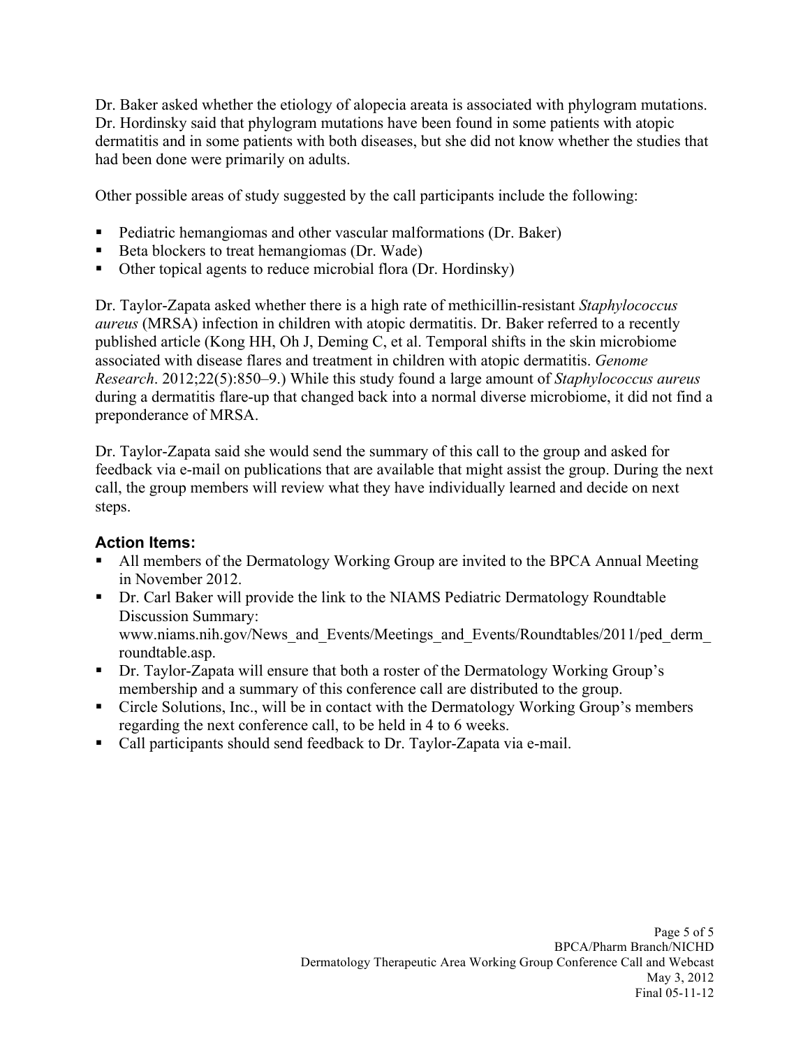Dr. Baker asked whether the etiology of alopecia areata is associated with phylogram mutations. Dr. Hordinsky said that phylogram mutations have been found in some patients with atopic dermatitis and in some patients with both diseases, but she did not know whether the studies that had been done were primarily on adults.

Other possible areas of study suggested by the call participants include the following:

- Pediatric hemangiomas and other vascular malformations (Dr. Baker)
- Beta blockers to treat hemangiomas (Dr. Wade)
- Other topical agents to reduce microbial flora (Dr. Hordinsky)

Dr. Taylor-Zapata asked whether there is a high rate of methicillin-resistant *Staphylococcus aureus* (MRSA) infection in children with atopic dermatitis. Dr. Baker referred to a recently published article (Kong HH, Oh J, Deming C, et al. Temporal shifts in the skin microbiome associated with disease flares and treatment in children with atopic dermatitis. *Genome Research*. 2012;22(5):850–9.) While this study found a large amount of *Staphylococcus aureus* during a dermatitis flare-up that changed back into a normal diverse microbiome, it did not find a preponderance of MRSA.

Dr. Taylor-Zapata said she would send the summary of this call to the group and asked for feedback via e-mail on publications that are available that might assist the group. During the next call, the group members will review what they have individually learned and decide on next steps.

### Action Items:

- All members of the Dermatology Working Group are invited to the BPCA Annual Meeting in November 2012.
- Dr. Carl Baker will provide the link to the NIAMS Pediatric Dermatology Roundtable Discussion Summary: www.niams.nih.gov/News_and_Events/Meetings_and_Events/Roundtables/2011/ped_derm_roundtable.asp.
- Dr. Taylor-Zapata will ensure that both a roster of the Dermatology Working Group's membership and a summary of this conference call are distributed to the group.
- Circle Solutions, Inc., will be in contact with the Dermatology Working Group's members regarding the next conference call, to be held in 4 to 6 weeks.
- Call participants should send feedback to Dr. Taylor-Zapata via e-mail.